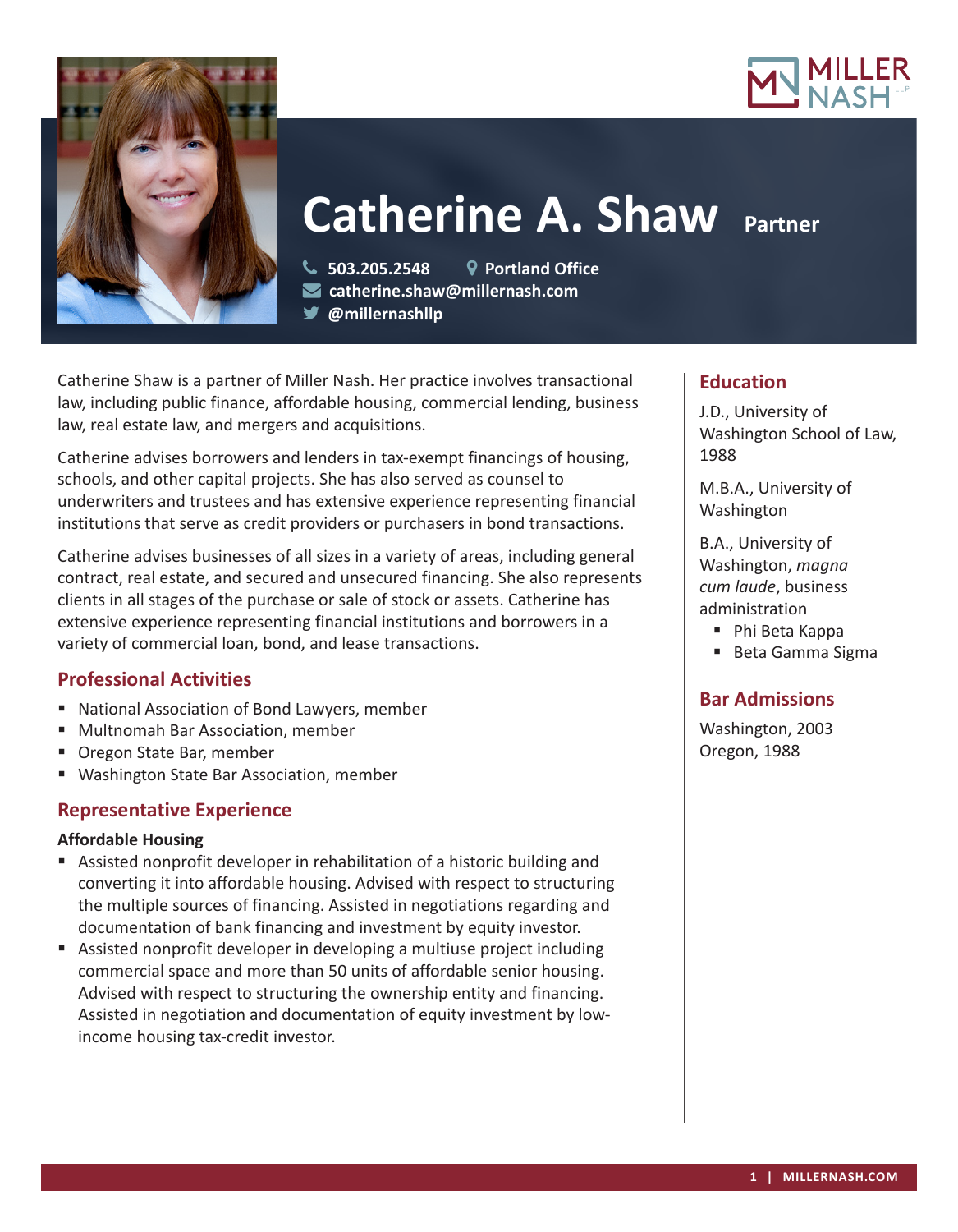# Catherine A. Shaw — Partner

503.205.2548 | Portland Office
catherine.shaw@millernash.com
@millernashllp

Catherine Shaw is a partner of Miller Nash. Her practice involves transactional law, including public finance, affordable housing, commercial lending, business law, real estate law, and mergers and acquisitions.

Catherine advises borrowers and lenders in tax-exempt financings of housing, schools, and other capital projects. She has also served as counsel to underwriters and trustees and has extensive experience representing financial institutions that serve as credit providers or purchasers in bond transactions.

Catherine advises businesses of all sizes in a variety of areas, including general contract, real estate, and secured and unsecured financing. She also represents clients in all stages of the purchase or sale of stock or assets. Catherine has extensive experience representing financial institutions and borrowers in a variety of commercial loan, bond, and lease transactions.

## Professional Activities

- National Association of Bond Lawyers, member
- Multnomah Bar Association, member
- Oregon State Bar, member
- Washington State Bar Association, member

## Representative Experience

**Affordable Housing**

- Assisted nonprofit developer in rehabilitation of a historic building and converting it into affordable housing. Advised with respect to structuring the multiple sources of financing. Assisted in negotiations regarding and documentation of bank financing and investment by equity investor.
- Assisted nonprofit developer in developing a multiuse project including commercial space and more than 50 units of affordable senior housing. Advised with respect to structuring the ownership entity and financing. Assisted in negotiation and documentation of equity investment by low-income housing tax-credit investor.

## Education

J.D., University of Washington School of Law, 1988

M.B.A., University of Washington

B.A., University of Washington, *magna cum laude*, business administration

- Phi Beta Kappa
- Beta Gamma Sigma

## Bar Admissions

Washington, 2003
Oregon, 1988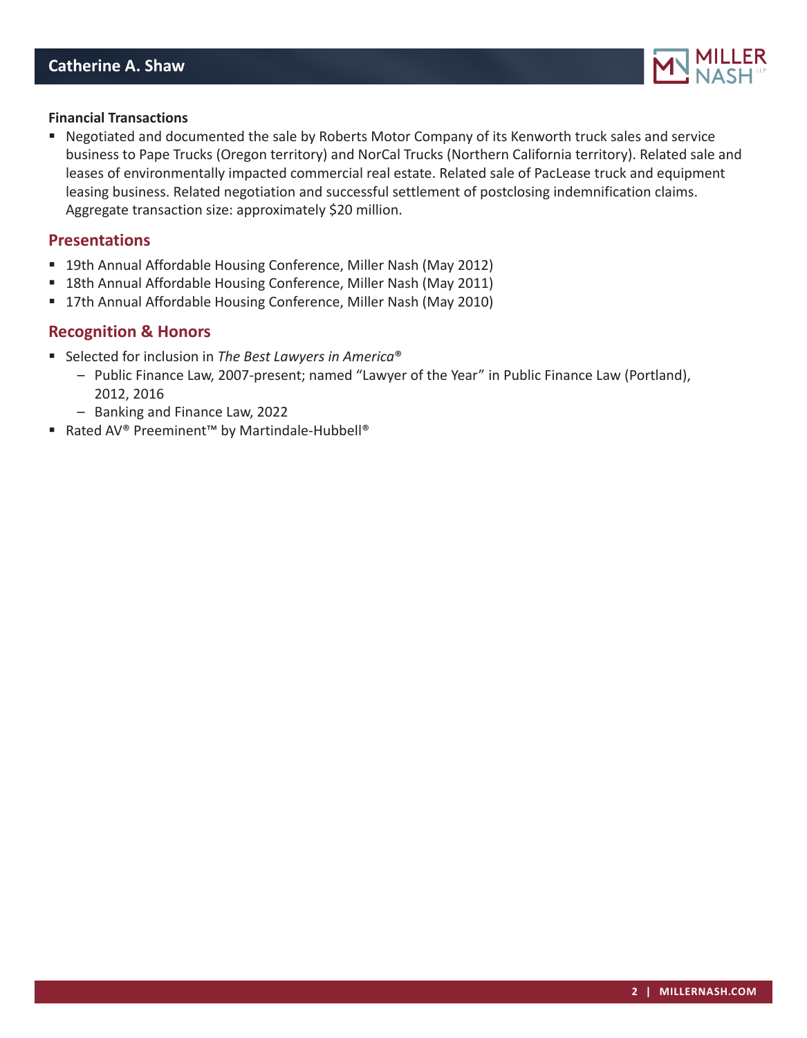**Financial Transactions**

- Negotiated and documented the sale by Roberts Motor Company of its Kenworth truck sales and service business to Pape Trucks (Oregon territory) and NorCal Trucks (Northern California territory). Related sale and leases of environmentally impacted commercial real estate. Related sale of PacLease truck and equipment leasing business. Related negotiation and successful settlement of postclosing indemnification claims. Aggregate transaction size: approximately $20 million.

## Presentations

- 19th Annual Affordable Housing Conference, Miller Nash (May 2012)
- 18th Annual Affordable Housing Conference, Miller Nash (May 2011)
- 17th Annual Affordable Housing Conference, Miller Nash (May 2010)

## Recognition & Honors

- Selected for inclusion in *The Best Lawyers in America®*
  - Public Finance Law, 2007-present; named “Lawyer of the Year” in Public Finance Law (Portland), 2012, 2016
  - Banking and Finance Law, 2022
- Rated AV® Preeminent™ by Martindale-Hubbell®